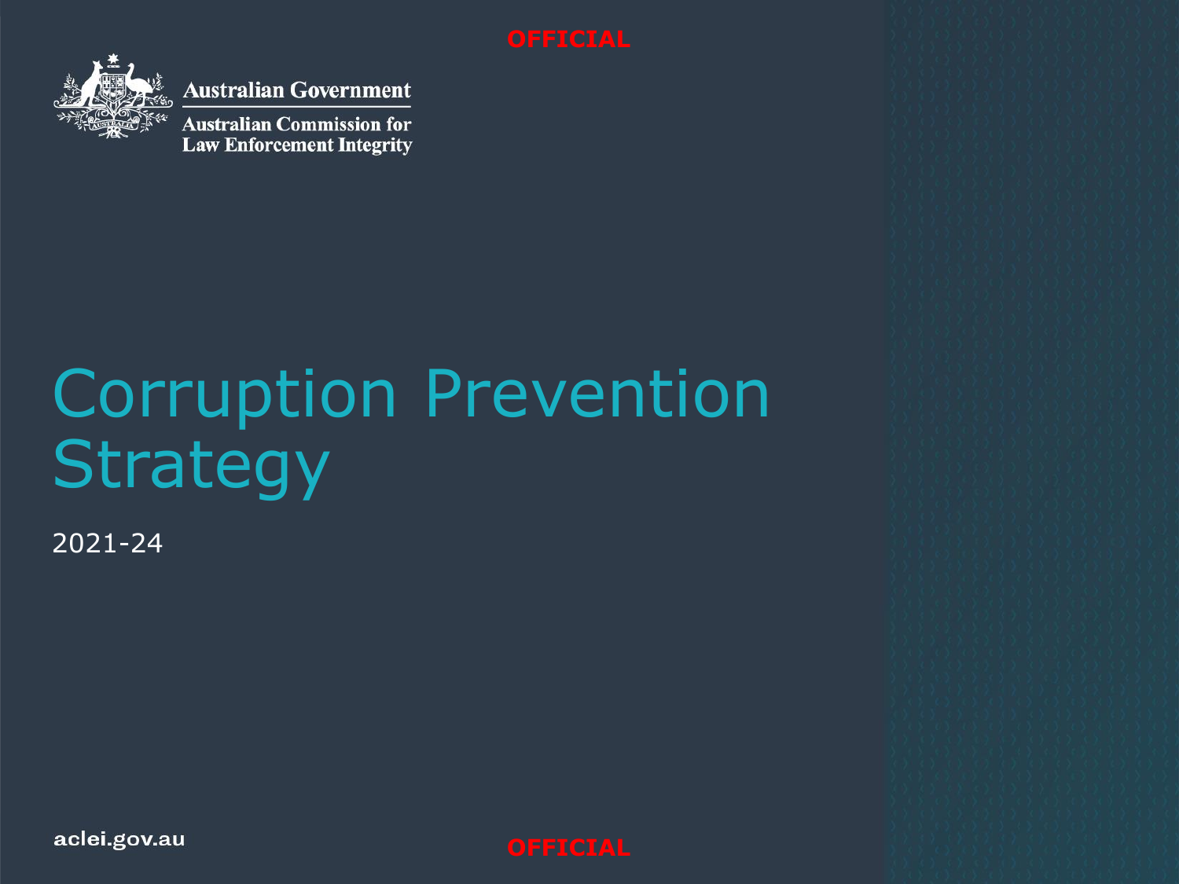OFFICIAL

Australian Government

Australian Commission for Law Enforcement Integrity

# Corruption Prevention Strategy

2021-24

aclei.gov.au

OFFICIAL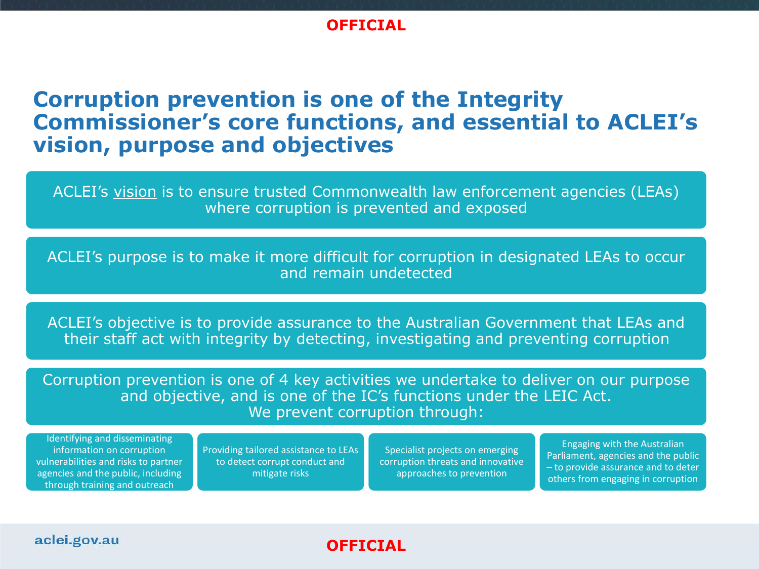# Corruption prevention is one of the Integrity Commissioner's core functions, and essential to ACLEI's vision, purpose and objectives

ACLEI's vision is to ensure trusted Commonwealth law enforcement agencies (LEAs) where corruption is prevented and exposed

ACLEI's purpose is to make it more difficult for corruption in designated LEAs to occur and remain undetected

ACLEI's objective is to provide assurance to the Australian Government that LEAs and their staff act with integrity by detecting, investigating and preventing corruption

Corruption prevention is one of 4 key activities we undertake to deliver on our purpose and objective, and is one of the IC's functions under the LEIC Act.
We prevent corruption through:

- Identifying and disseminating information on corruption vulnerabilities and risks to partner agencies and the public, including through training and outreach
- Providing tailored assistance to LEAs to detect corrupt conduct and mitigate risks
- Specialist projects on emerging corruption threats and innovative approaches to prevention
- Engaging with the Australian Parliament, agencies and the public – to provide assurance and to deter others from engaging in corruption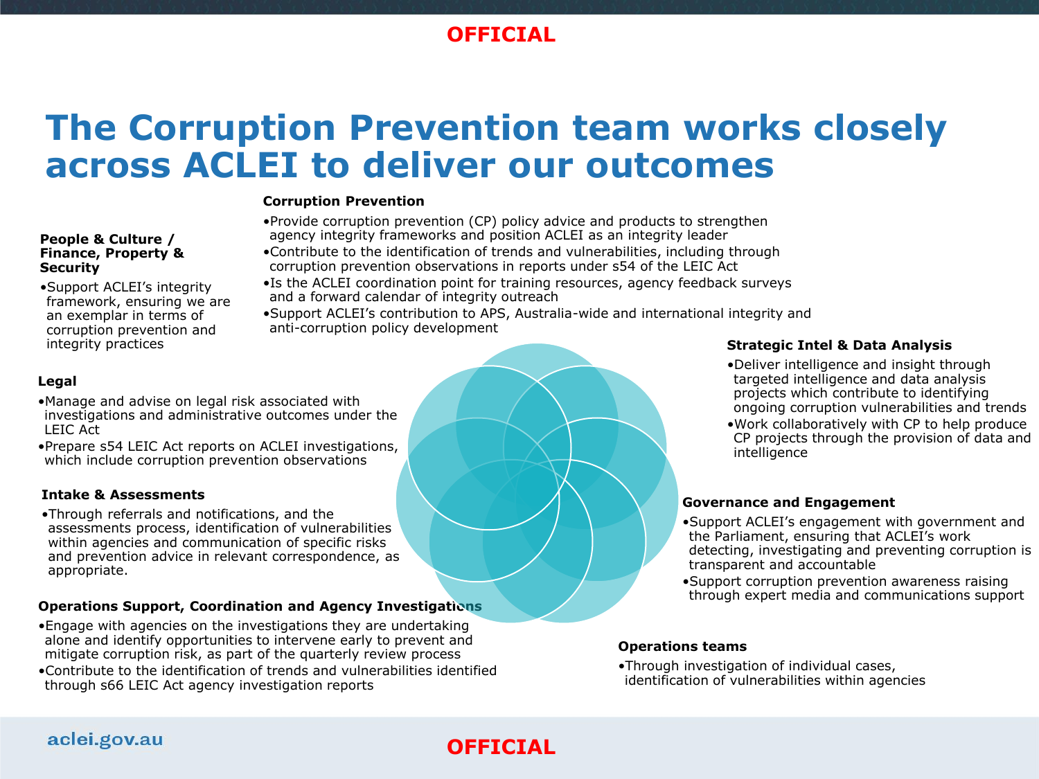# The Corruption Prevention team works closely across ACLEI to deliver our outcomes

**Corruption Prevention**

- Provide corruption prevention (CP) policy advice and products to strengthen agency integrity frameworks and position ACLEI as an integrity leader
- Contribute to the identification of trends and vulnerabilities, including through corruption prevention observations in reports under s54 of the LEIC Act
- Is the ACLEI coordination point for training resources, agency feedback surveys and a forward calendar of integrity outreach
- Support ACLEI's contribution to APS, Australia-wide and international integrity and anti-corruption policy development

**People & Culture / Finance, Property & Security**

- Support ACLEI's integrity framework, ensuring we are an exemplar in terms of corruption prevention and integrity practices

**Legal**

- Manage and advise on legal risk associated with investigations and administrative outcomes under the LEIC Act
- Prepare s54 LEIC Act reports on ACLEI investigations, which include corruption prevention observations

**Intake & Assessments**

- Through referrals and notifications, and the assessments process, identification of vulnerabilities within agencies and communication of specific risks and prevention advice in relevant correspondence, as appropriate.

**Operations Support, Coordination and Agency Investigations**

- Engage with agencies on the investigations they are undertaking alone and identify opportunities to intervene early to prevent and mitigate corruption risk, as part of the quarterly review process
- Contribute to the identification of trends and vulnerabilities identified through s66 LEIC Act agency investigation reports

**Strategic Intel & Data Analysis**

- Deliver intelligence and insight through targeted intelligence and data analysis projects which contribute to identifying ongoing corruption vulnerabilities and trends
- Work collaboratively with CP to help produce CP projects through the provision of data and intelligence

**Governance and Engagement**

- Support ACLEI's engagement with government and the Parliament, ensuring that ACLEI's work detecting, investigating and preventing corruption is transparent and accountable
- Support corruption prevention awareness raising through expert media and communications support

**Operations teams**

- Through investigation of individual cases, identification of vulnerabilities within agencies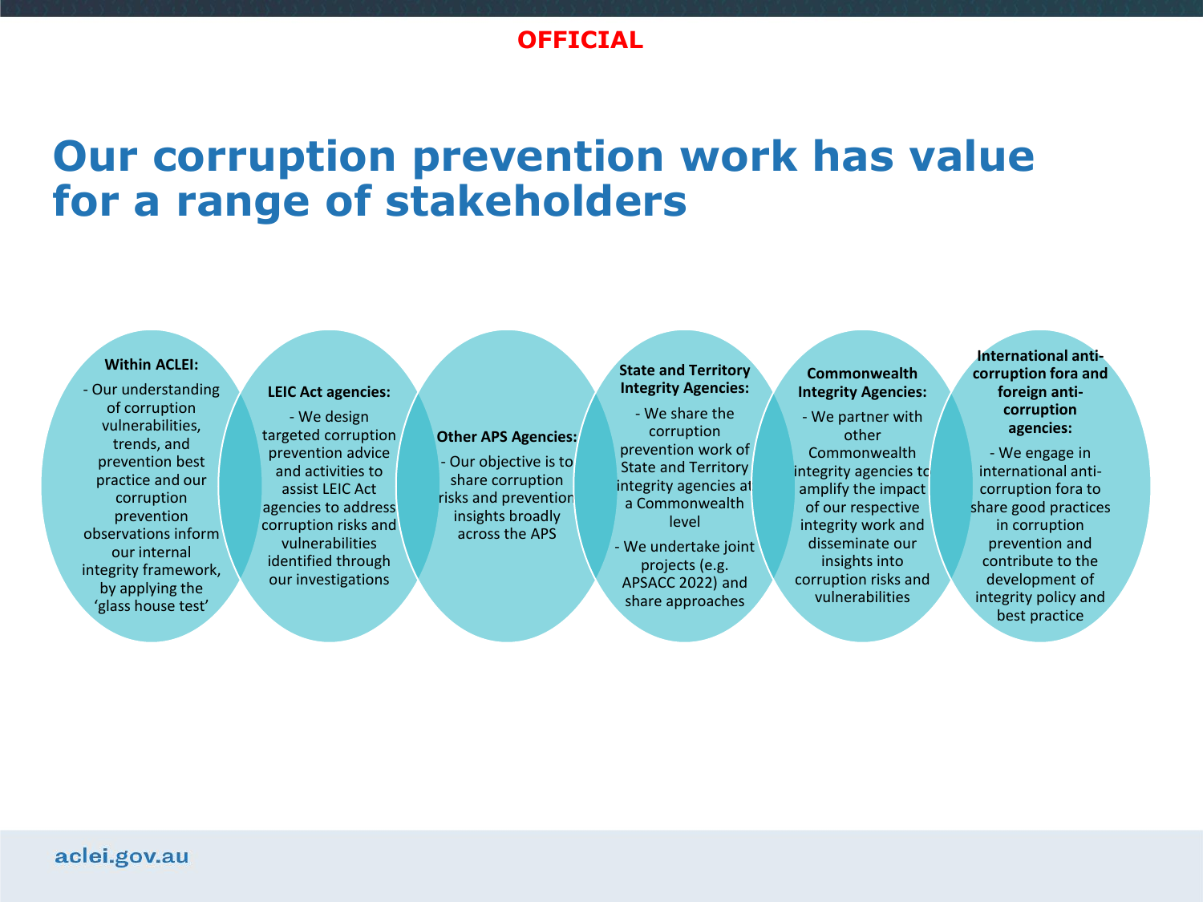OFFICIAL

# Our corruption prevention work has value for a range of stakeholders

**Within ACLEI:**

- Our understanding of corruption vulnerabilities, trends, and prevention best practice and our corruption prevention observations inform our internal integrity framework, by applying the 'glass house test'

**LEIC Act agencies:**

- We design targeted corruption prevention advice and activities to assist LEIC Act agencies to address corruption risks and vulnerabilities identified through our investigations

**Other APS Agencies:**

- Our objective is to share corruption risks and prevention insights broadly across the APS

**State and Territory Integrity Agencies:**

- We share the corruption prevention work of State and Territory integrity agencies at a Commonwealth level
- We undertake joint projects (e.g. APSACC 2022) and share approaches

**Commonwealth Integrity Agencies:**

- We partner with other Commonwealth integrity agencies to amplify the impact of our respective integrity work and disseminate our insights into corruption risks and vulnerabilities

**International anti-corruption fora and foreign anti-corruption agencies:**

- We engage in international anti-corruption fora to share good practices in corruption prevention and contribute to the development of integrity policy and best practice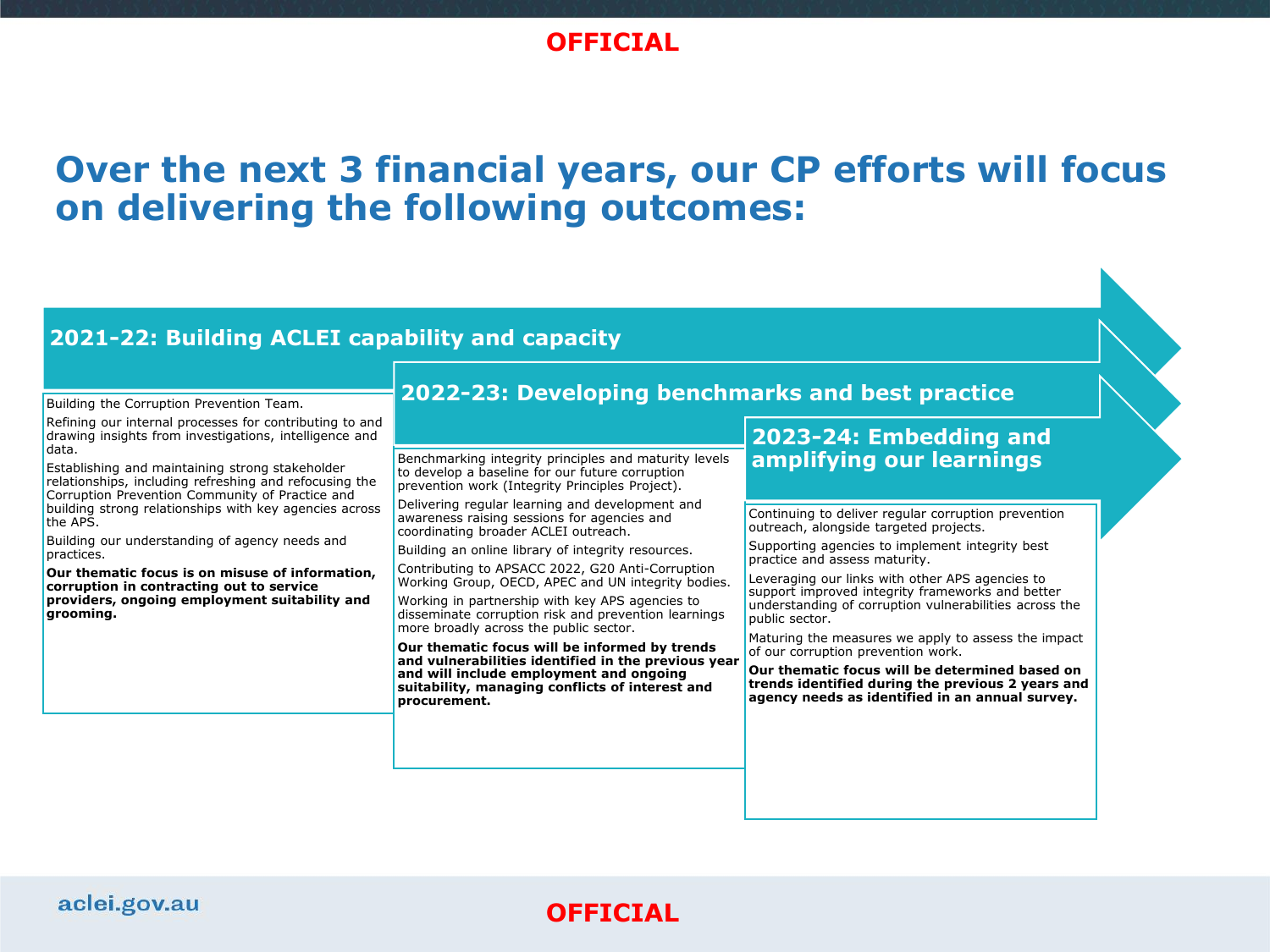# Over the next 3 financial years, our CP efforts will focus on delivering the following outcomes:

## 2021-22: Building ACLEI capability and capacity

Building the Corruption Prevention Team.

Refining our internal processes for contributing to and drawing insights from investigations, intelligence and data.

Establishing and maintaining strong stakeholder relationships, including refreshing and refocusing the Corruption Prevention Community of Practice and building strong relationships with key agencies across the APS.

Building our understanding of agency needs and practices.

**Our thematic focus is on misuse of information, corruption in contracting out to service providers, ongoing employment suitability and grooming.**

## 2022-23: Developing benchmarks and best practice

Benchmarking integrity principles and maturity levels to develop a baseline for our future corruption prevention work (Integrity Principles Project).

Delivering regular learning and development and awareness raising sessions for agencies and coordinating broader ACLEI outreach.

Building an online library of integrity resources.

Contributing to APSACC 2022, G20 Anti-Corruption Working Group, OECD, APEC and UN integrity bodies.

Working in partnership with key APS agencies to disseminate corruption risk and prevention learnings more broadly across the public sector.

**Our thematic focus will be informed by trends and vulnerabilities identified in the previous year and will include employment and ongoing suitability, managing conflicts of interest and procurement.**

## 2023-24: Embedding and amplifying our learnings

Continuing to deliver regular corruption prevention outreach, alongside targeted projects.

Supporting agencies to implement integrity best practice and assess maturity.

Leveraging our links with other APS agencies to support improved integrity frameworks and better understanding of corruption vulnerabilities across the public sector.

Maturing the measures we apply to assess the impact of our corruption prevention work.

**Our thematic focus will be determined based on trends identified during the previous 2 years and agency needs as identified in an annual survey.**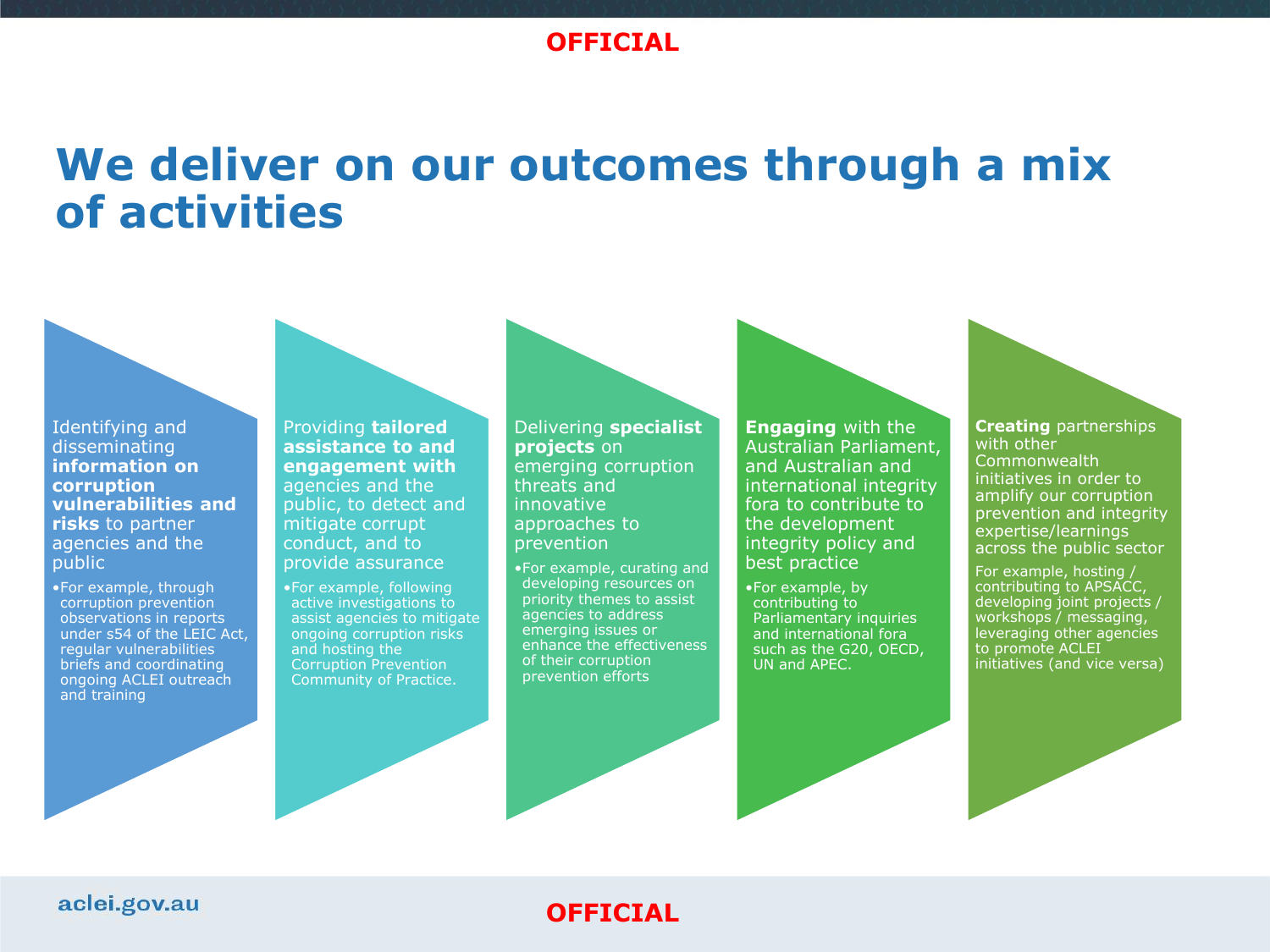# We deliver on our outcomes through a mix of activities

Identifying and disseminating **information on corruption vulnerabilities and risks** to partner agencies and the public

- For example, through corruption prevention observations in reports under s54 of the LEIC Act, regular vulnerabilities briefs and coordinating ongoing ACLEI outreach and training

Providing **tailored assistance to and engagement with** agencies and the public, to detect and mitigate corrupt conduct, and to provide assurance

- For example, following active investigations to assist agencies to mitigate ongoing corruption risks and hosting the Corruption Prevention Community of Practice.

Delivering **specialist projects** on emerging corruption threats and innovative approaches to prevention

- For example, curating and developing resources on priority themes to assist agencies to address emerging issues or enhance the effectiveness of their corruption prevention efforts

**Engaging** with the Australian Parliament, and Australian and international integrity fora to contribute to the development integrity policy and best practice

- For example, by contributing to Parliamentary inquiries and international fora such as the G20, OECD, UN and APEC.

**Creating** partnerships with other Commonwealth initiatives in order to amplify our corruption prevention and integrity expertise/learnings across the public sector

For example, hosting / contributing to APSACC, developing joint projects / workshops / messaging, leveraging other agencies to promote ACLEI initiatives (and vice versa)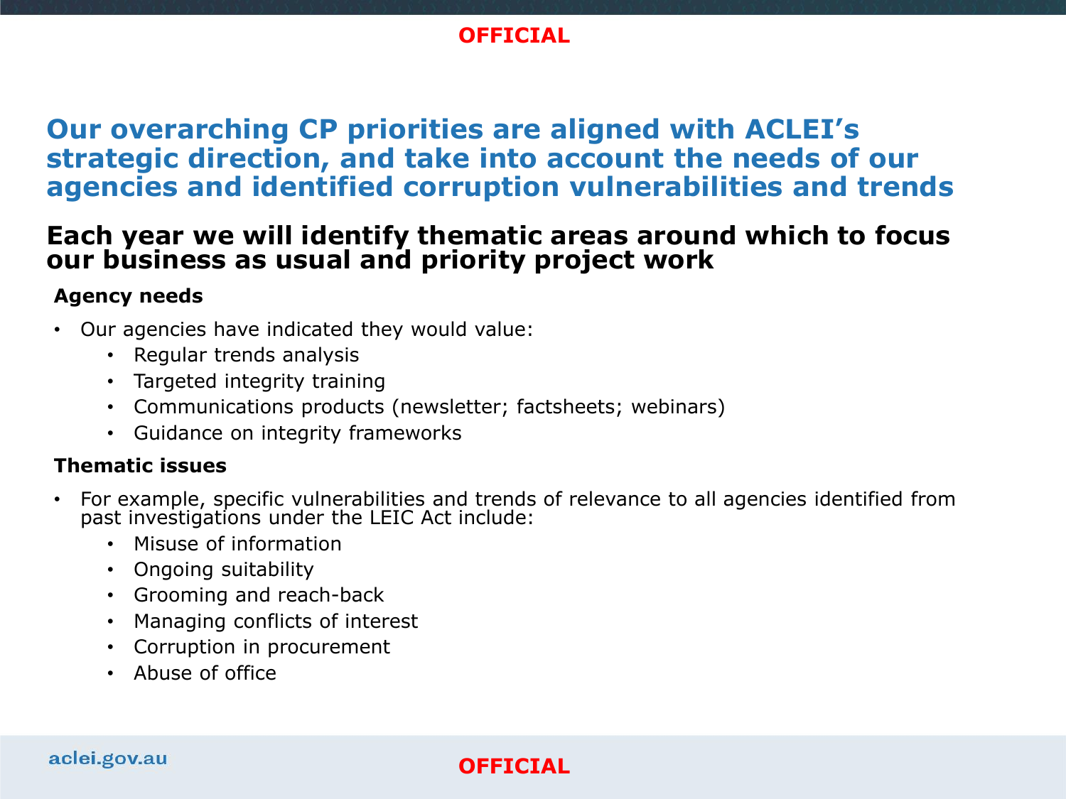# Our overarching CP priorities are aligned with ACLEI's strategic direction, and take into account the needs of our agencies and identified corruption vulnerabilities and trends

## Each year we will identify thematic areas around which to focus our business as usual and priority project work

**Agency needs**

- Our agencies have indicated they would value:
  - Regular trends analysis
  - Targeted integrity training
  - Communications products (newsletter; factsheets; webinars)
  - Guidance on integrity frameworks

**Thematic issues**

- For example, specific vulnerabilities and trends of relevance to all agencies identified from past investigations under the LEIC Act include:
  - Misuse of information
  - Ongoing suitability
  - Grooming and reach-back
  - Managing conflicts of interest
  - Corruption in procurement
  - Abuse of office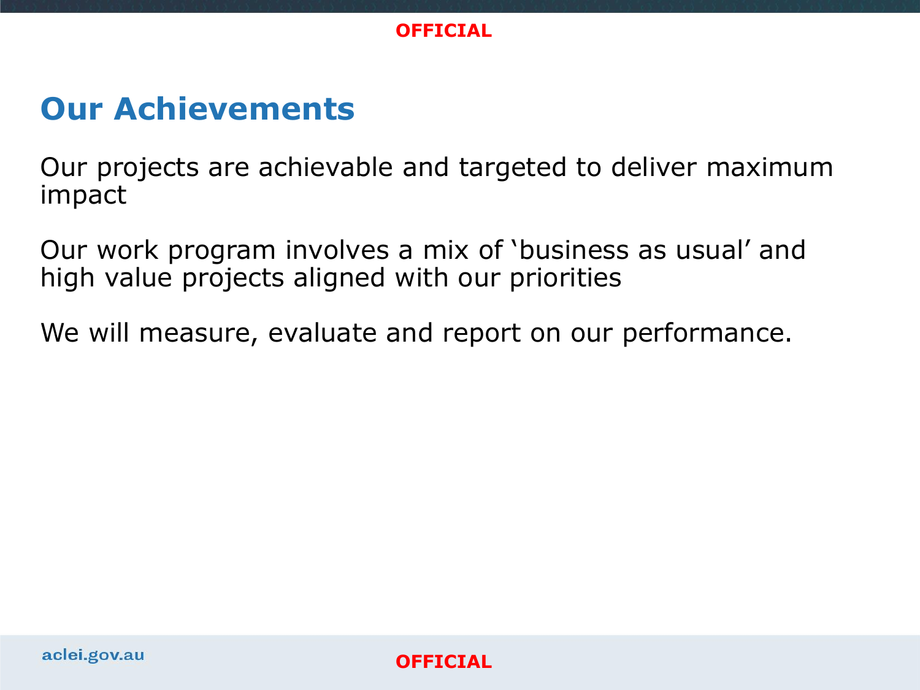## Our Achievements

Our projects are achievable and targeted to deliver maximum impact

Our work program involves a mix of ‘business as usual’ and high value projects aligned with our priorities

We will measure, evaluate and report on our performance.